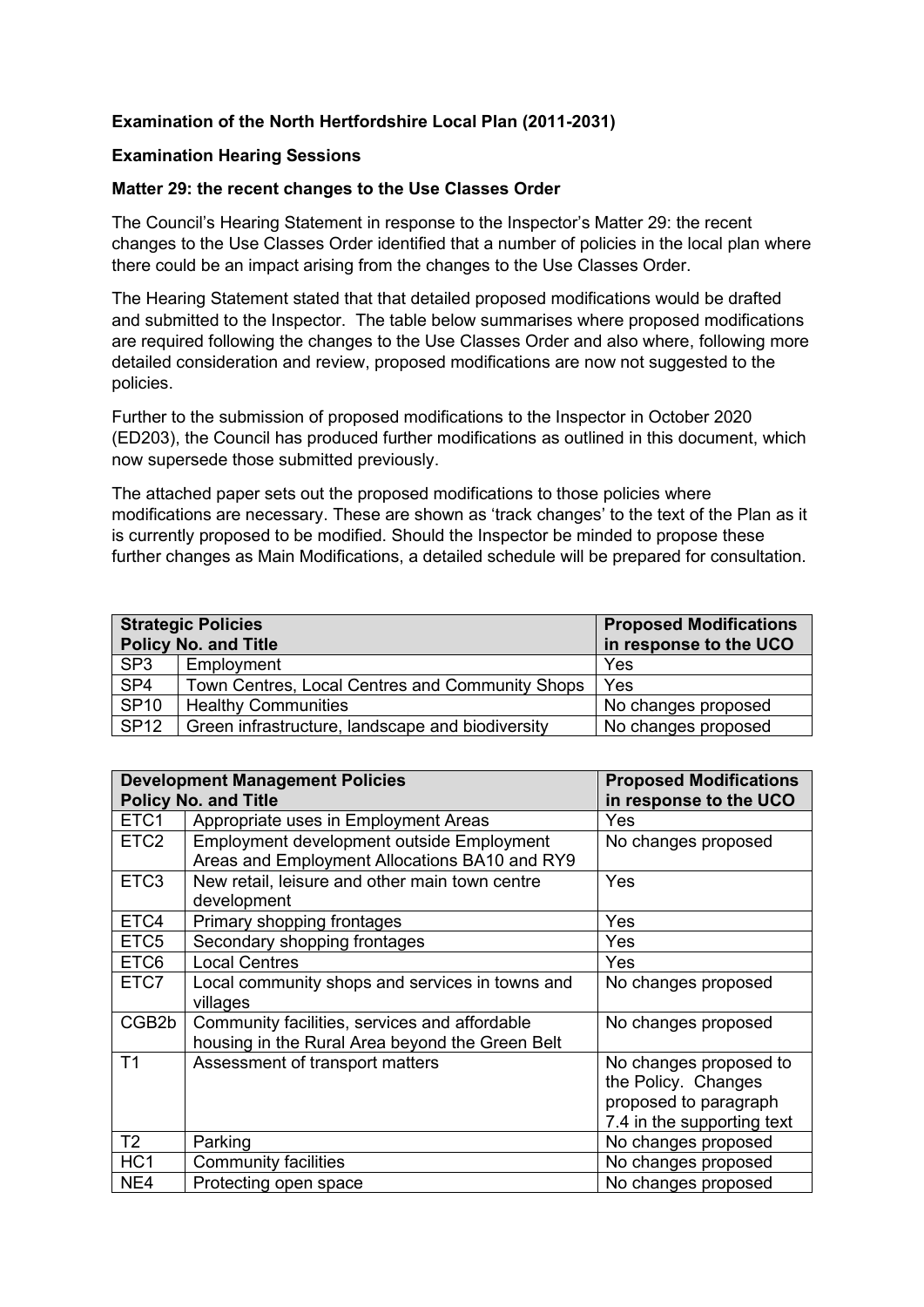**Examination of the North Hertfordshire Local Plan (2011-2031)**

**Examination Hearing Sessions**

**Matter 29: the recent changes to the Use Classes Order**

The Council's Hearing Statement in response to the Inspector's Matter 29: the recent changes to the Use Classes Order identified that a number of policies in the local plan where there could be an impact arising from the changes to the Use Classes Order.

The Hearing Statement stated that that detailed proposed modifications would be drafted and submitted to the Inspector. The table below summarises where proposed modifications are required following the changes to the Use Classes Order and also where, following more detailed consideration and review, proposed modifications are now not suggested to the policies.

Further to the submission of proposed modifications to the Inspector in October 2020 (ED203), the Council has produced further modifications as outlined in this document, which now supersede those submitted previously.

The attached paper sets out the proposed modifications to those policies where modifications are necessary. These are shown as 'track changes' to the text of the Plan as it is currently proposed to be modified. Should the Inspector be minded to propose these further changes as Main Modifications, a detailed schedule will be prepared for consultation.

| **Strategic Policies Policy No. and Title** | | **Proposed Modifications in response to the UCO** |
|---|---|---|
| SP3 | Employment | Yes |
| SP4 | Town Centres, Local Centres and Community Shops | Yes |
| SP10 | Healthy Communities | No changes proposed |
| SP12 | Green infrastructure, landscape and biodiversity | No changes proposed |

| **Development Management Policies Policy No. and Title** | | **Proposed Modifications in response to the UCO** |
|---|---|---|
| ETC1 | Appropriate uses in Employment Areas | Yes |
| ETC2 | Employment development outside Employment Areas and Employment Allocations BA10 and RY9 | No changes proposed |
| ETC3 | New retail, leisure and other main town centre development | Yes |
| ETC4 | Primary shopping frontages | Yes |
| ETC5 | Secondary shopping frontages | Yes |
| ETC6 | Local Centres | Yes |
| ETC7 | Local community shops and services in towns and villages | No changes proposed |
| CGB2b | Community facilities, services and affordable housing in the Rural Area beyond the Green Belt | No changes proposed |
| T1 | Assessment of transport matters | No changes proposed to the Policy. Changes proposed to paragraph 7.4 in the supporting text |
| T2 | Parking | No changes proposed |
| HC1 | Community facilities | No changes proposed |
| NE4 | Protecting open space | No changes proposed |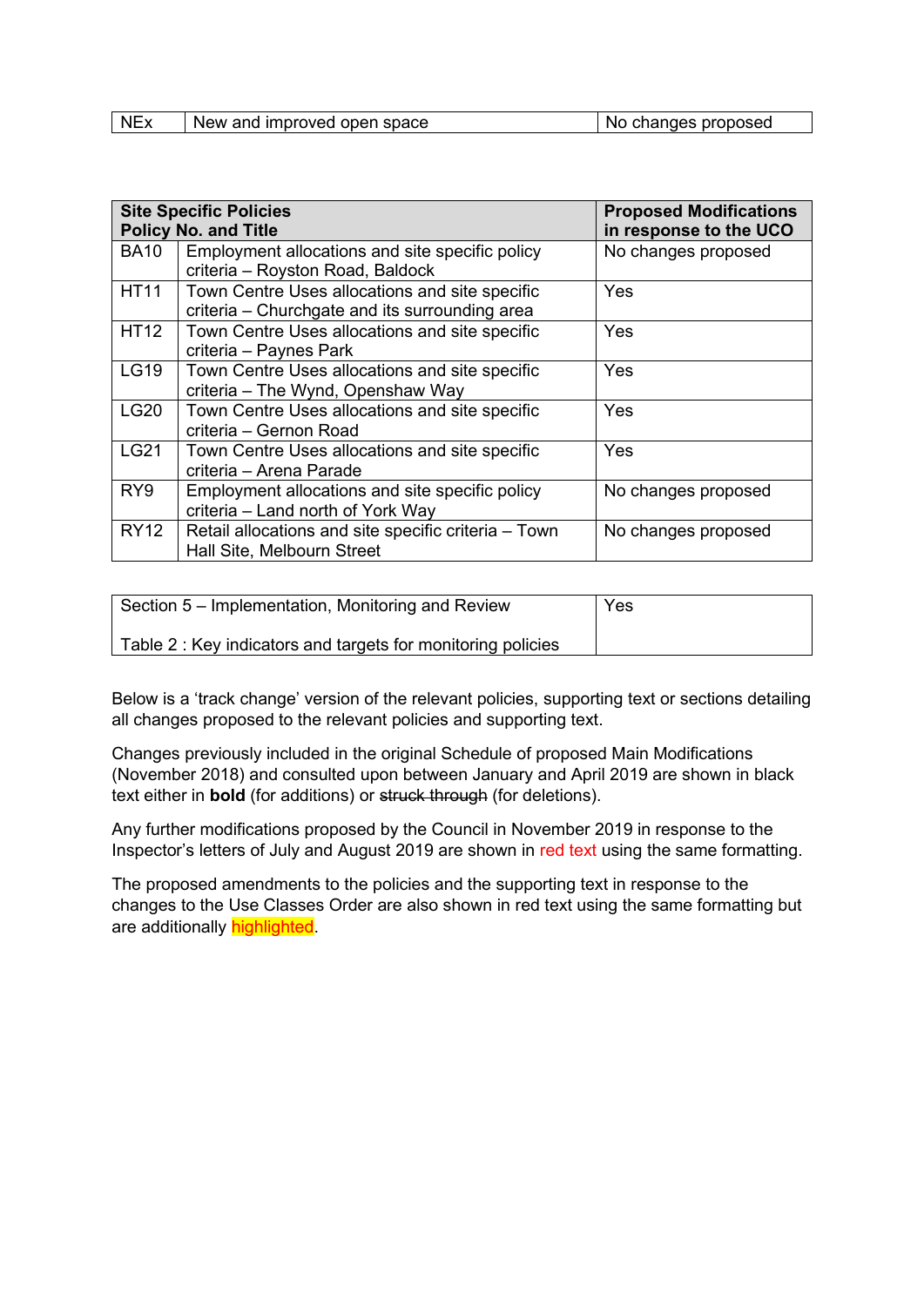| NEx | New and improved open space | No changes proposed |
|---|---|---|

| **Site Specific Policies Policy No. and Title** | | **Proposed Modifications in response to the UCO** |
|---|---|---|
| BA10 | Employment allocations and site specific policy criteria – Royston Road, Baldock | No changes proposed |
| HT11 | Town Centre Uses allocations and site specific criteria – Churchgate and its surrounding area | Yes |
| HT12 | Town Centre Uses allocations and site specific criteria – Paynes Park | Yes |
| LG19 | Town Centre Uses allocations and site specific criteria – The Wynd, Openshaw Way | Yes |
| LG20 | Town Centre Uses allocations and site specific criteria – Gernon Road | Yes |
| LG21 | Town Centre Uses allocations and site specific criteria – Arena Parade | Yes |
| RY9 | Employment allocations and site specific policy criteria – Land north of York Way | No changes proposed |
| RY12 | Retail allocations and site specific criteria – Town Hall Site, Melbourn Street | No changes proposed |

| Section 5 – Implementation, Monitoring and Review<br><br>Table 2 : Key indicators and targets for monitoring policies | Yes |
|---|---|

Below is a 'track change' version of the relevant policies, supporting text or sections detailing all changes proposed to the relevant policies and supporting text.

Changes previously included in the original Schedule of proposed Main Modifications (November 2018) and consulted upon between January and April 2019 are shown in black text either in **bold** (for additions) or ~~struck through~~ (for deletions).

Any further modifications proposed by the Council in November 2019 in response to the Inspector's letters of July and August 2019 are shown in red text using the same formatting.

The proposed amendments to the policies and the supporting text in response to the changes to the Use Classes Order are also shown in red text using the same formatting but are additionally highlighted.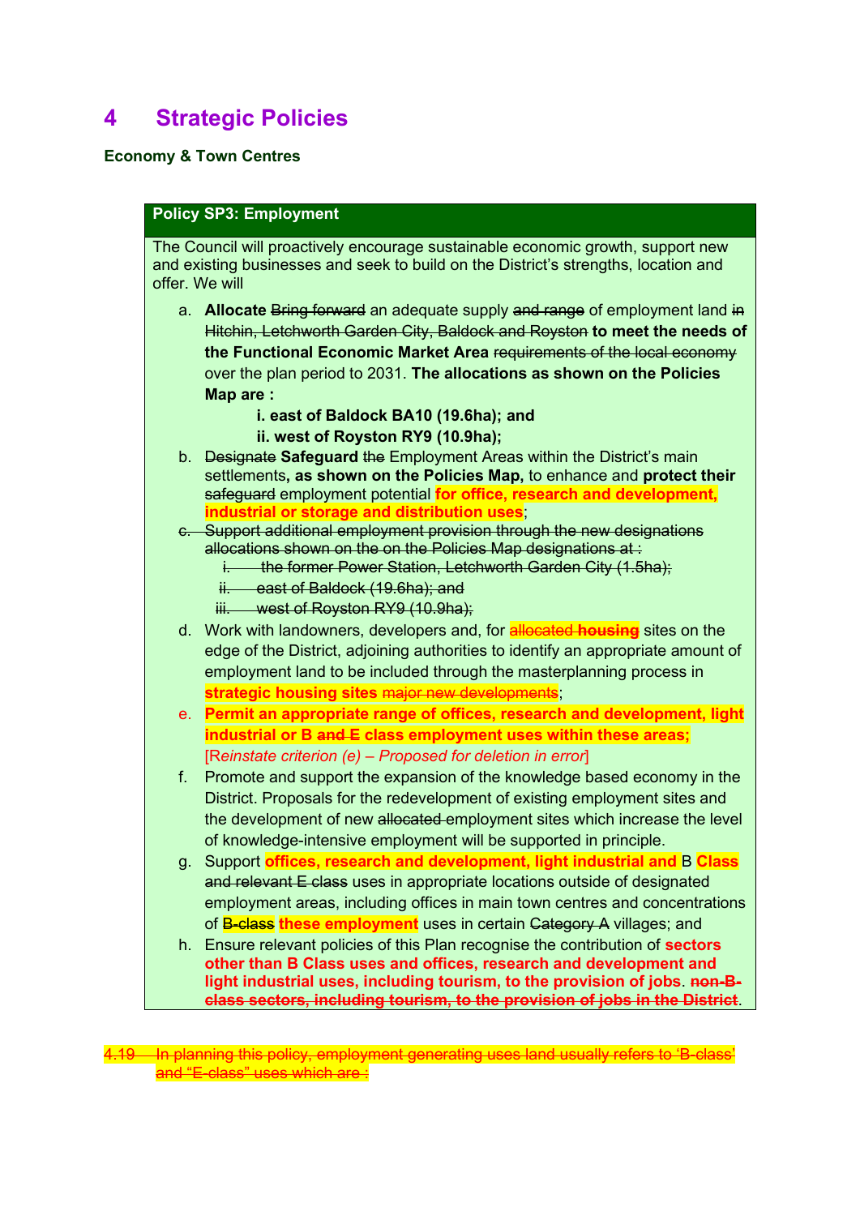# 4 Strategic Policies

### Economy & Town Centres

**Policy SP3: Employment**

The Council will proactively encourage sustainable economic growth, support new and existing businesses and seek to build on the District's strengths, location and offer. We will

a. **Allocate** ~~Bring forward~~ an adequate supply ~~and range~~ of employment land ~~in Hitchin, Letchworth Garden City, Baldock and Royston~~ **to meet the needs of the Functional Economic Market Area** ~~requirements of the local economy~~ over the plan period to 2031. **The allocations as shown on the Policies Map are :**

   **i. east of Baldock BA10 (19.6ha); and**

   **ii. west of Royston RY9 (10.9ha);**

b. ~~Designate~~ **Safeguard** ~~the~~ Employment Areas within the District's main settlements**, as shown on the Policies Map,** to enhance and **protect their** ~~safeguard~~ employment potential **for office, research and development, industrial or storage and distribution uses**;

c. ~~Support additional employment provision through the new designations allocations shown on the on the Policies Map designations at :~~

   i. ~~the former Power Station, Letchworth Garden City (1.5ha);~~

   ii. ~~east of Baldock (19.6ha); and~~

   iii. ~~west of Royston RY9 (10.9ha);~~

d. Work with landowners, developers and, for ~~allocated~~ **housing** sites on the edge of the District, adjoining authorities to identify an appropriate amount of employment land to be included through the masterplanning process in **strategic housing sites** ~~major new developments~~;

e. **Permit an appropriate range of offices, research and development, light industrial or B** ~~**and E**~~ **class employment uses within these areas;** [*Reinstate criterion (e) – Proposed for deletion in error*]

f. Promote and support the expansion of the knowledge based economy in the District. Proposals for the redevelopment of existing employment sites and the development of new ~~allocated~~ employment sites which increase the level of knowledge-intensive employment will be supported in principle.

g. Support **offices, research and development, light industrial and** B **Class** ~~and relevant E class~~ uses in appropriate locations outside of designated employment areas, including offices in main town centres and concentrations of ~~B-class~~ **these employment** uses in certain ~~Category A~~ villages; and

h. Ensure relevant policies of this Plan recognise the contribution of **sectors other than B Class uses and offices, research and development and light industrial uses, including tourism, to the provision of jobs**. ~~**non-B-class sectors, including tourism, to the provision of jobs in the District**~~.

~~4.19 In planning this policy, employment generating uses land usually refers to 'B-class' and "E-class" uses which are :~~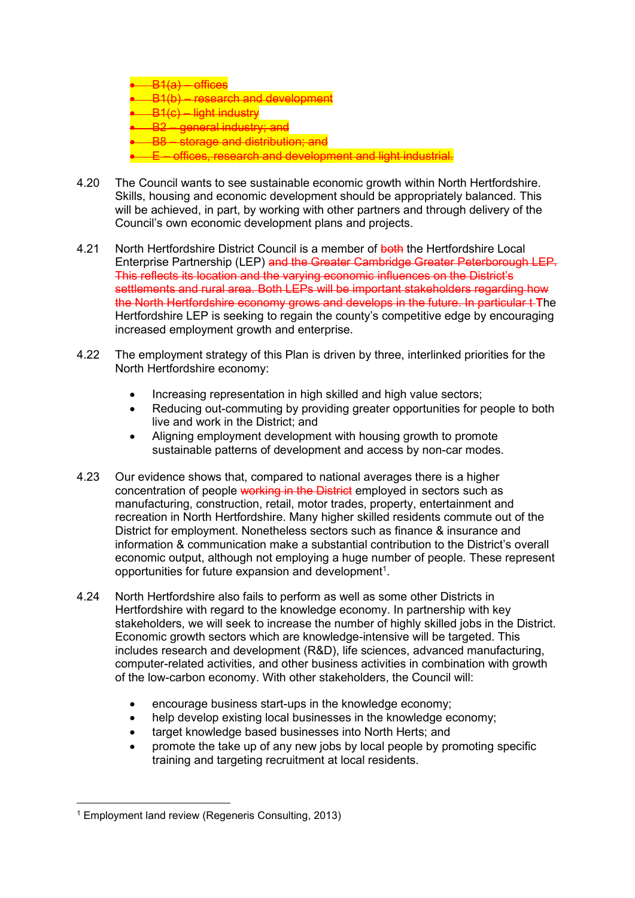- ~~B1(a) – offices~~
- ~~B1(b) – research and development~~
- ~~B1(c) – light industry~~
- ~~B2 – general industry; and~~
- ~~B8 – storage and distribution; and~~
- ~~E – offices, research and development and light industrial.~~

4.20 The Council wants to see sustainable economic growth within North Hertfordshire. Skills, housing and economic development should be appropriately balanced. This will be achieved, in part, by working with other partners and through delivery of the Council's own economic development plans and projects.

4.21 North Hertfordshire District Council is a member of ~~both~~ the Hertfordshire Local Enterprise Partnership (LEP) ~~and the Greater Cambridge Greater Peterborough LEP. This reflects its location and the varying economic influences on the District's settlements and rural area. Both LEPs will be important stakeholders regarding how the North Hertfordshire economy grows and develops in the future. In particular t~~ **T**he Hertfordshire LEP is seeking to regain the county's competitive edge by encouraging increased employment growth and enterprise.

4.22 The employment strategy of this Plan is driven by three, interlinked priorities for the North Hertfordshire economy:

- Increasing representation in high skilled and high value sectors;
- Reducing out-commuting by providing greater opportunities for people to both live and work in the District; and
- Aligning employment development with housing growth to promote sustainable patterns of development and access by non-car modes.

4.23 Our evidence shows that, compared to national averages there is a higher concentration of people ~~working in the District~~ employed in sectors such as manufacturing, construction, retail, motor trades, property, entertainment and recreation in North Hertfordshire. Many higher skilled residents commute out of the District for employment. Nonetheless sectors such as finance & insurance and information & communication make a substantial contribution to the District's overall economic output, although not employing a huge number of people. These represent opportunities for future expansion and development[1].

4.24 North Hertfordshire also fails to perform as well as some other Districts in Hertfordshire with regard to the knowledge economy. In partnership with key stakeholders, we will seek to increase the number of highly skilled jobs in the District. Economic growth sectors which are knowledge-intensive will be targeted. This includes research and development (R&D), life sciences, advanced manufacturing, computer-related activities, and other business activities in combination with growth of the low-carbon economy. With other stakeholders, the Council will:

- encourage business start-ups in the knowledge economy;
- help develop existing local businesses in the knowledge economy;
- target knowledge based businesses into North Herts; and
- promote the take up of any new jobs by local people by promoting specific training and targeting recruitment at local residents.

[1] Employment land review (Regeneris Consulting, 2013)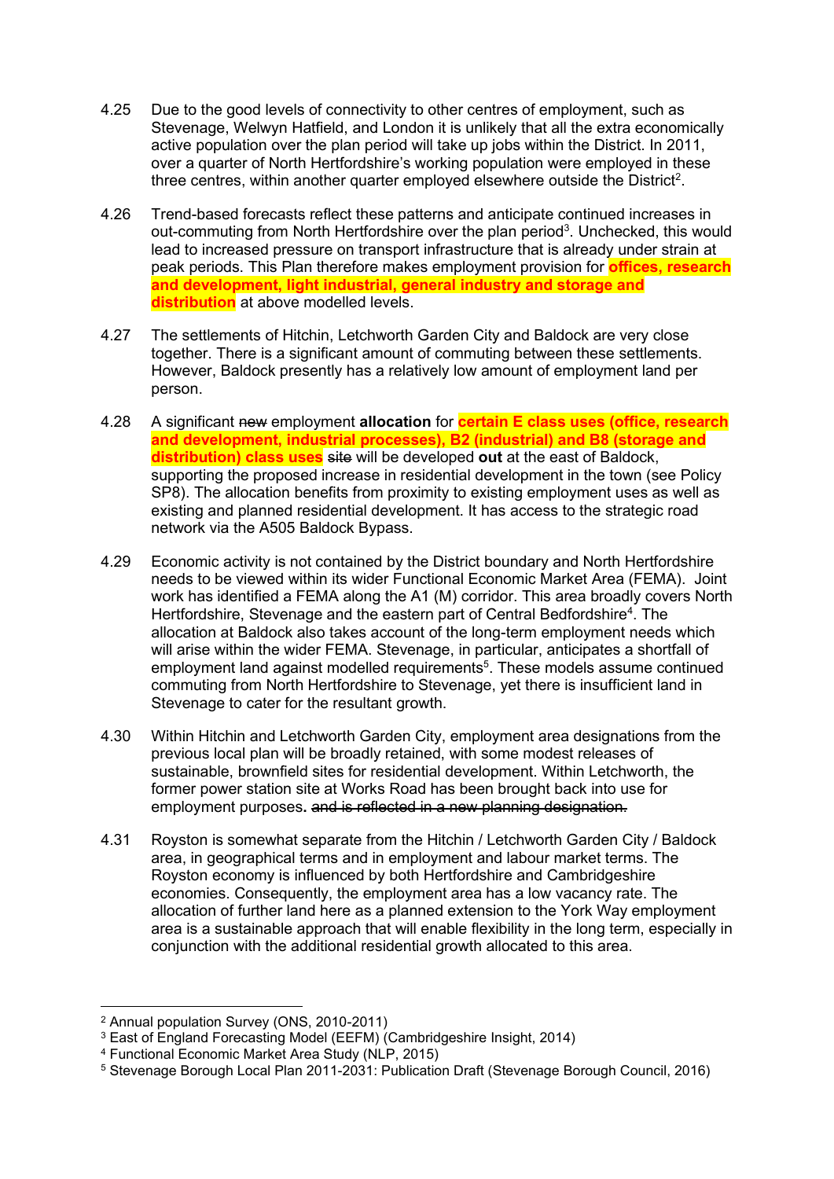4.25 Due to the good levels of connectivity to other centres of employment, such as Stevenage, Welwyn Hatfield, and London it is unlikely that all the extra economically active population over the plan period will take up jobs within the District. In 2011, over a quarter of North Hertfordshire's working population were employed in these three centres, within another quarter employed elsewhere outside the District[2].

4.26 Trend-based forecasts reflect these patterns and anticipate continued increases in out-commuting from North Hertfordshire over the plan period[3]. Unchecked, this would lead to increased pressure on transport infrastructure that is already under strain at peak periods. This Plan therefore makes employment provision for **offices, research and development, light industrial, general industry and storage and distribution** at above modelled levels.

4.27 The settlements of Hitchin, Letchworth Garden City and Baldock are very close together. There is a significant amount of commuting between these settlements. However, Baldock presently has a relatively low amount of employment land per person.

4.28 A significant ~~new~~ employment **allocation** for **certain E class uses (office, research and development, industrial processes), B2 (industrial) and B8 (storage and distribution) class uses** ~~site~~ will be developed **out** at the east of Baldock, supporting the proposed increase in residential development in the town (see Policy SP8). The allocation benefits from proximity to existing employment uses as well as existing and planned residential development. It has access to the strategic road network via the A505 Baldock Bypass.

4.29 Economic activity is not contained by the District boundary and North Hertfordshire needs to be viewed within its wider Functional Economic Market Area (FEMA). Joint work has identified a FEMA along the A1 (M) corridor. This area broadly covers North Hertfordshire, Stevenage and the eastern part of Central Bedfordshire[4]. The allocation at Baldock also takes account of the long-term employment needs which will arise within the wider FEMA. Stevenage, in particular, anticipates a shortfall of employment land against modelled requirements[5]. These models assume continued commuting from North Hertfordshire to Stevenage, yet there is insufficient land in Stevenage to cater for the resultant growth.

4.30 Within Hitchin and Letchworth Garden City, employment area designations from the previous local plan will be broadly retained, with some modest releases of sustainable, brownfield sites for residential development. Within Letchworth, the former power station site at Works Road has been brought back into use for employment purposes**.** ~~and is reflected in a new planning designation.~~

4.31 Royston is somewhat separate from the Hitchin / Letchworth Garden City / Baldock area, in geographical terms and in employment and labour market terms. The Royston economy is influenced by both Hertfordshire and Cambridgeshire economies. Consequently, the employment area has a low vacancy rate. The allocation of further land here as a planned extension to the York Way employment area is a sustainable approach that will enable flexibility in the long term, especially in conjunction with the additional residential growth allocated to this area.

---

[2] Annual population Survey (ONS, 2010-2011)

[3] East of England Forecasting Model (EEFM) (Cambridgeshire Insight, 2014)

[4] Functional Economic Market Area Study (NLP, 2015)

[5] Stevenage Borough Local Plan 2011-2031: Publication Draft (Stevenage Borough Council, 2016)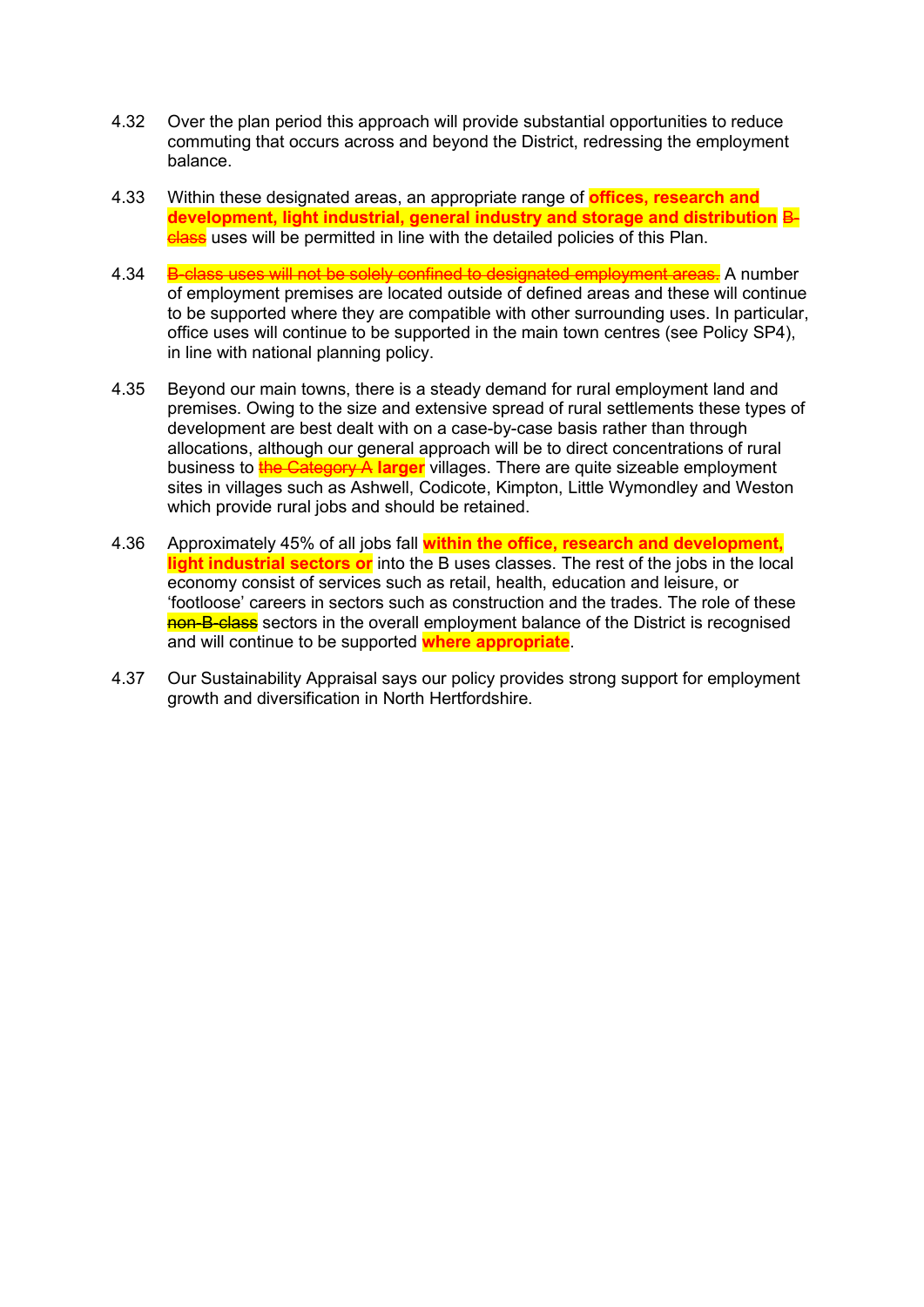4.32 Over the plan period this approach will provide substantial opportunities to reduce commuting that occurs across and beyond the District, redressing the employment balance.

4.33 Within these designated areas, an appropriate range of **offices, research and development, light industrial, general industry and storage and distribution** ~~B-class~~ uses will be permitted in line with the detailed policies of this Plan.

4.34 ~~B-class uses will not be solely confined to designated employment areas.~~ A number of employment premises are located outside of defined areas and these will continue to be supported where they are compatible with other surrounding uses. In particular, office uses will continue to be supported in the main town centres (see Policy SP4), in line with national planning policy.

4.35 Beyond our main towns, there is a steady demand for rural employment land and premises. Owing to the size and extensive spread of rural settlements these types of development are best dealt with on a case-by-case basis rather than through allocations, although our general approach will be to direct concentrations of rural business to ~~the Category A~~ **larger** villages. There are quite sizeable employment sites in villages such as Ashwell, Codicote, Kimpton, Little Wymondley and Weston which provide rural jobs and should be retained.

4.36 Approximately 45% of all jobs fall **within the office, research and development, light industrial sectors or** into the B uses classes. The rest of the jobs in the local economy consist of services such as retail, health, education and leisure, or 'footloose' careers in sectors such as construction and the trades. The role of these ~~non-B-class~~ sectors in the overall employment balance of the District is recognised and will continue to be supported **where appropriate**.

4.37 Our Sustainability Appraisal says our policy provides strong support for employment growth and diversification in North Hertfordshire.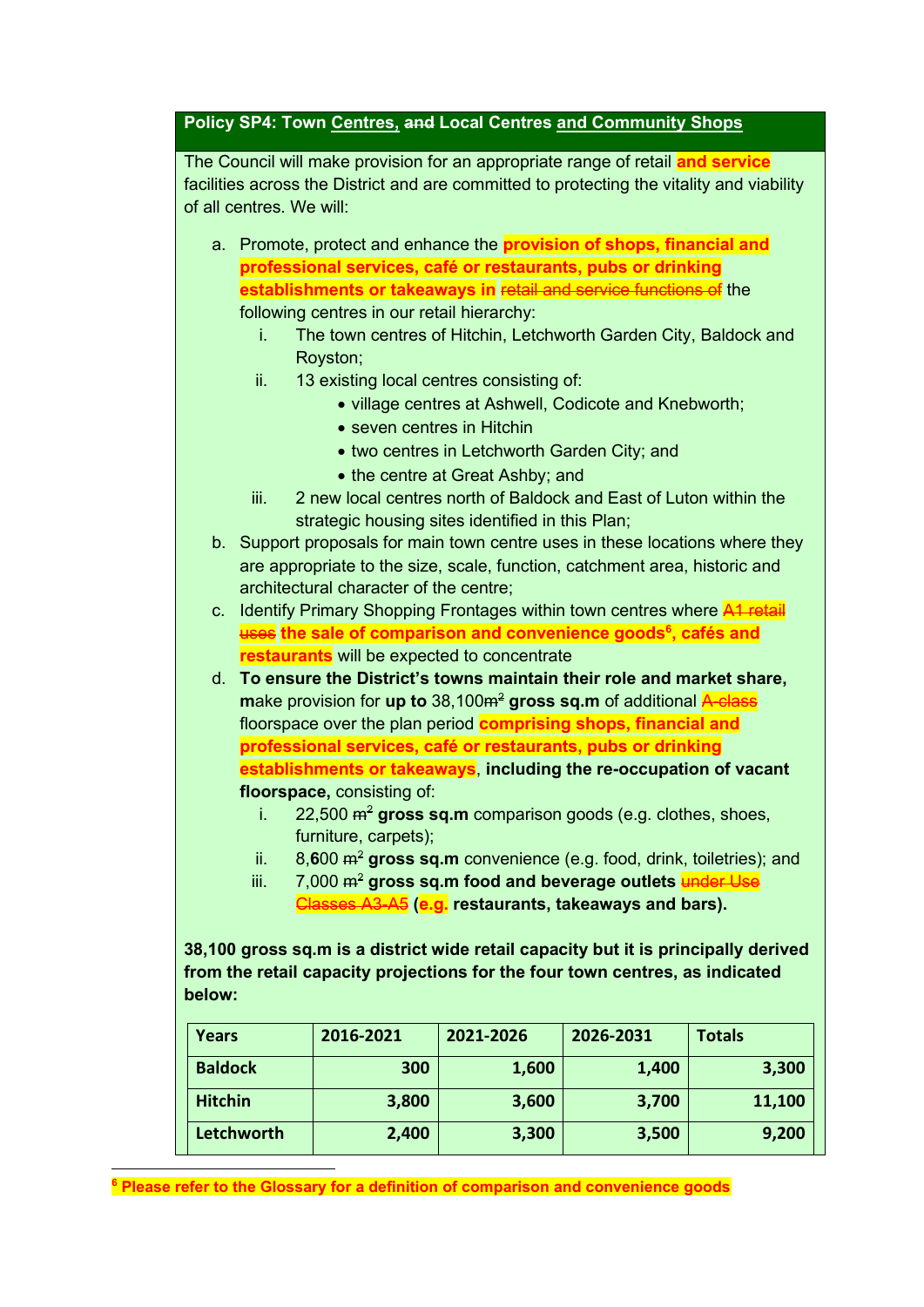**Policy SP4: Town Centres, ~~and~~ Local Centres and Community Shops**

The Council will make provision for an appropriate range of retail **and service** facilities across the District and are committed to protecting the vitality and viability of all centres. We will:

a. Promote, protect and enhance the **provision of shops, financial and professional services, café or restaurants, pubs or drinking establishments or takeaways in** ~~retail and service functions of~~ the following centres in our retail hierarchy:
   i. The town centres of Hitchin, Letchworth Garden City, Baldock and Royston;
   ii. 13 existing local centres consisting of:
      - village centres at Ashwell, Codicote and Knebworth;
      - seven centres in Hitchin
      - two centres in Letchworth Garden City; and
      - the centre at Great Ashby; and
   iii. 2 new local centres north of Baldock and East of Luton within the strategic housing sites identified in this Plan;

b. Support proposals for main town centre uses in these locations where they are appropriate to the size, scale, function, catchment area, historic and architectural character of the centre;

c. Identify Primary Shopping Frontages within town centres where ~~A1 retail uses~~ **the sale of comparison and convenience goods[6], cafés and restaurants** will be expected to concentrate

d. **To ensure the District's towns maintain their role and market share, m**ake provision for **up to** 38,100~~m²~~ **gross sq.m** of additional ~~A-class~~ floorspace over the plan period **comprising shops, financial and professional services, café or restaurants, pubs or drinking establishments or takeaways**, **including the re-occupation of vacant floorspace,** consisting of:
   i. 22,500 ~~m²~~ **gross sq.m** comparison goods (e.g. clothes, shoes, furniture, carpets);
   ii. 8,**6**00 ~~m²~~ **gross sq.m** convenience (e.g. food, drink, toiletries); and
   iii. 7,000 ~~m²~~ **gross sq.m food and beverage outlets** ~~under Use Classes A3-A5~~ **(e.g. restaurants, takeaways and bars).**

**38,100 gross sq.m is a district wide retail capacity but it is principally derived from the retail capacity projections for the four town centres, as indicated below:**

| Years | 2016-2021 | 2021-2026 | 2026-2031 | Totals |
|---|---|---|---|---|
| Baldock | 300 | 1,600 | 1,400 | 3,300 |
| Hitchin | 3,800 | 3,600 | 3,700 | 11,100 |
| Letchworth | 2,400 | 3,300 | 3,500 | 9,200 |

[6] **Please refer to the Glossary for a definition of comparison and convenience goods**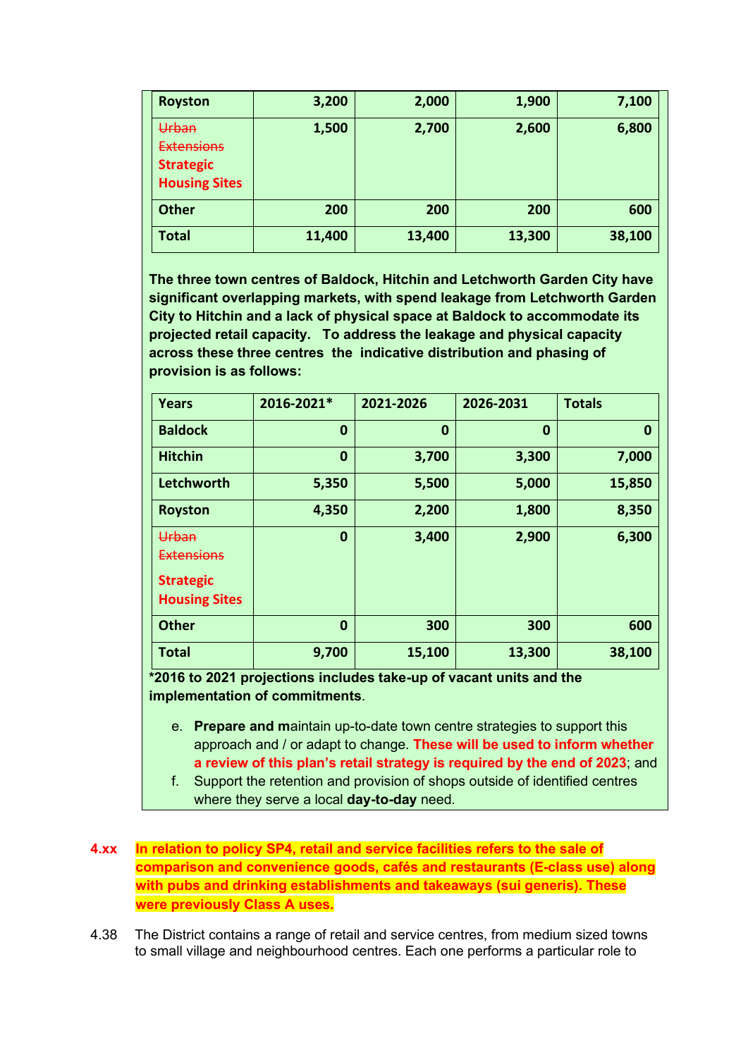| | | | | |
|---|---|---|---|---|
| **Royston** | **3,200** | **2,000** | **1,900** | **7,100** |
| ~~Urban Extensions~~ **Strategic Housing Sites** | **1,500** | **2,700** | **2,600** | **6,800** |
| **Other** | **200** | **200** | **200** | **600** |
| **Total** | **11,400** | **13,400** | **13,300** | **38,100** |

**The three town centres of Baldock, Hitchin and Letchworth Garden City have significant overlapping markets, with spend leakage from Letchworth Garden City to Hitchin and a lack of physical space at Baldock to accommodate its projected retail capacity. To address the leakage and physical capacity across these three centres the indicative distribution and phasing of provision is as follows:**

| Years | 2016-2021* | 2021-2026 | 2026-2031 | Totals |
|---|---|---|---|---|
| **Baldock** | **0** | **0** | **0** | **0** |
| **Hitchin** | **0** | **3,700** | **3,300** | **7,000** |
| **Letchworth** | **5,350** | **5,500** | **5,000** | **15,850** |
| **Royston** | **4,350** | **2,200** | **1,800** | **8,350** |
| ~~Urban Extensions~~ **Strategic Housing Sites** | **0** | **3,400** | **2,900** | **6,300** |
| **Other** | **0** | **300** | **300** | **600** |
| **Total** | **9,700** | **15,100** | **13,300** | **38,100** |

**\*2016 to 2021 projections includes take-up of vacant units and the implementation of commitments**.

e. **Prepare and m**aintain up-to-date town centre strategies to support this approach and / or adapt to change. **These will be used to inform whether a review of this plan's retail strategy is required by the end of 2023**; and

f. Support the retention and provision of shops outside of identified centres where they serve a local **day-to-day** need.

**4.xx** **In relation to policy SP4, retail and service facilities refers to the sale of comparison and convenience goods, cafés and restaurants (E-class use) along with pubs and drinking establishments and takeaways (sui generis). These were previously Class A uses.**

4.38 The District contains a range of retail and service centres, from medium sized towns to small village and neighbourhood centres. Each one performs a particular role to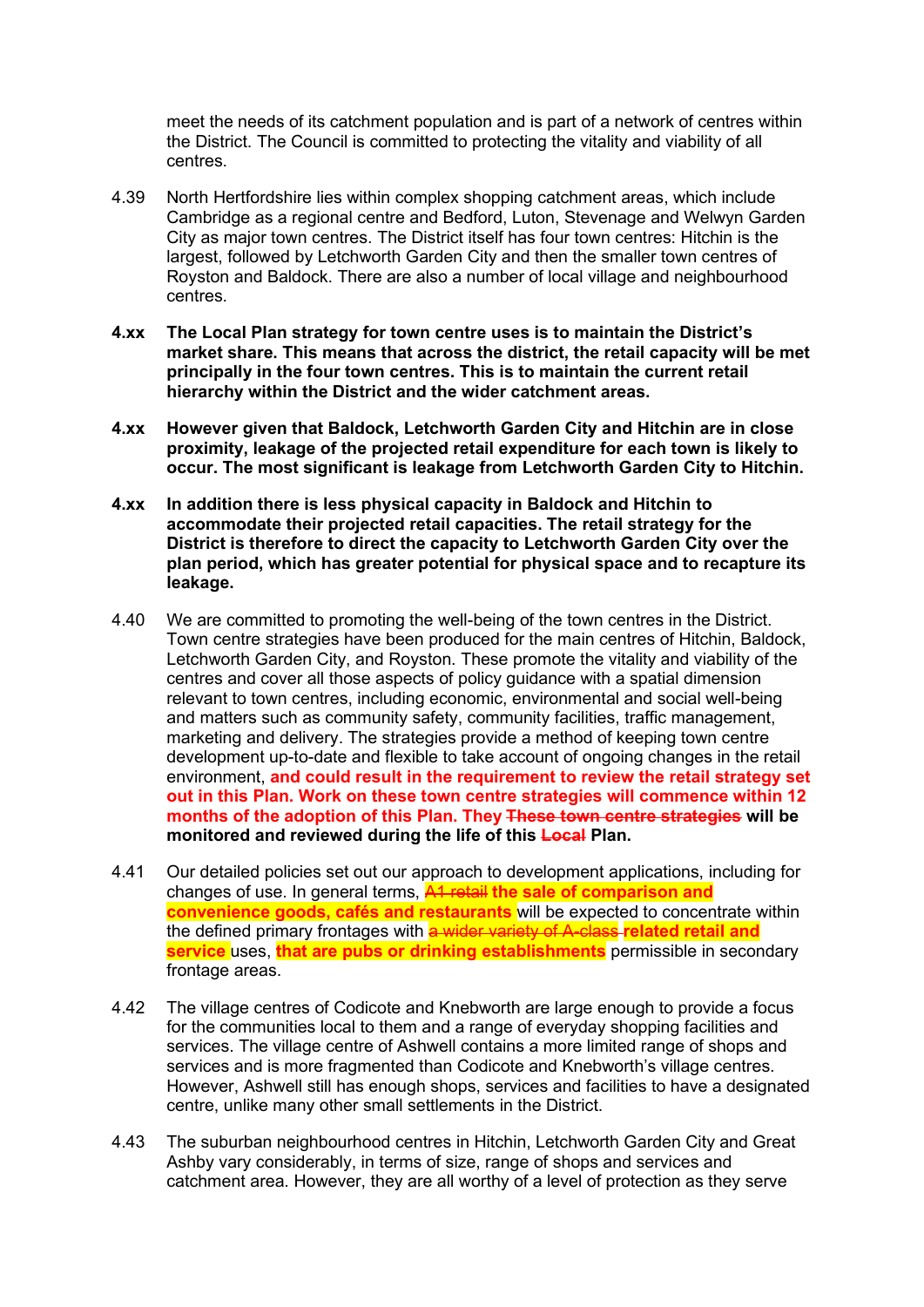meet the needs of its catchment population and is part of a network of centres within the District. The Council is committed to protecting the vitality and viability of all centres.

4.39 North Hertfordshire lies within complex shopping catchment areas, which include Cambridge as a regional centre and Bedford, Luton, Stevenage and Welwyn Garden City as major town centres. The District itself has four town centres: Hitchin is the largest, followed by Letchworth Garden City and then the smaller town centres of Royston and Baldock. There are also a number of local village and neighbourhood centres.

**4.xx The Local Plan strategy for town centre uses is to maintain the District's market share. This means that across the district, the retail capacity will be met principally in the four town centres. This is to maintain the current retail hierarchy within the District and the wider catchment areas.**

**4.xx However given that Baldock, Letchworth Garden City and Hitchin are in close proximity, leakage of the projected retail expenditure for each town is likely to occur. The most significant is leakage from Letchworth Garden City to Hitchin.**

**4.xx In addition there is less physical capacity in Baldock and Hitchin to accommodate their projected retail capacities. The retail strategy for the District is therefore to direct the capacity to Letchworth Garden City over the plan period, which has greater potential for physical space and to recapture its leakage.**

4.40 We are committed to promoting the well-being of the town centres in the District. Town centre strategies have been produced for the main centres of Hitchin, Baldock, Letchworth Garden City, and Royston. These promote the vitality and viability of the centres and cover all those aspects of policy guidance with a spatial dimension relevant to town centres, including economic, environmental and social well-being and matters such as community safety, community facilities, traffic management, marketing and delivery. The strategies provide a method of keeping town centre development up-to-date and flexible to take account of ongoing changes in the retail environment, **and could result in the requirement to review the retail strategy set out in this Plan. Work on these town centre strategies will commence within 12 months of the adoption of this Plan. They** ~~**These town centre strategies**~~ **will be monitored and reviewed during the life of this** ~~**Local**~~ **Plan.**

4.41 Our detailed policies set out our approach to development applications, including for changes of use. In general terms, ~~A1 retail~~ **the sale of comparison and convenience goods, cafés and restaurants** will be expected to concentrate within the defined primary frontages with ~~a wider variety of A-class~~ **related retail and service** uses, **that are pubs or drinking establishments** permissible in secondary frontage areas.

4.42 The village centres of Codicote and Knebworth are large enough to provide a focus for the communities local to them and a range of everyday shopping facilities and services. The village centre of Ashwell contains a more limited range of shops and services and is more fragmented than Codicote and Knebworth's village centres. However, Ashwell still has enough shops, services and facilities to have a designated centre, unlike many other small settlements in the District.

4.43 The suburban neighbourhood centres in Hitchin, Letchworth Garden City and Great Ashby vary considerably, in terms of size, range of shops and services and catchment area. However, they are all worthy of a level of protection as they serve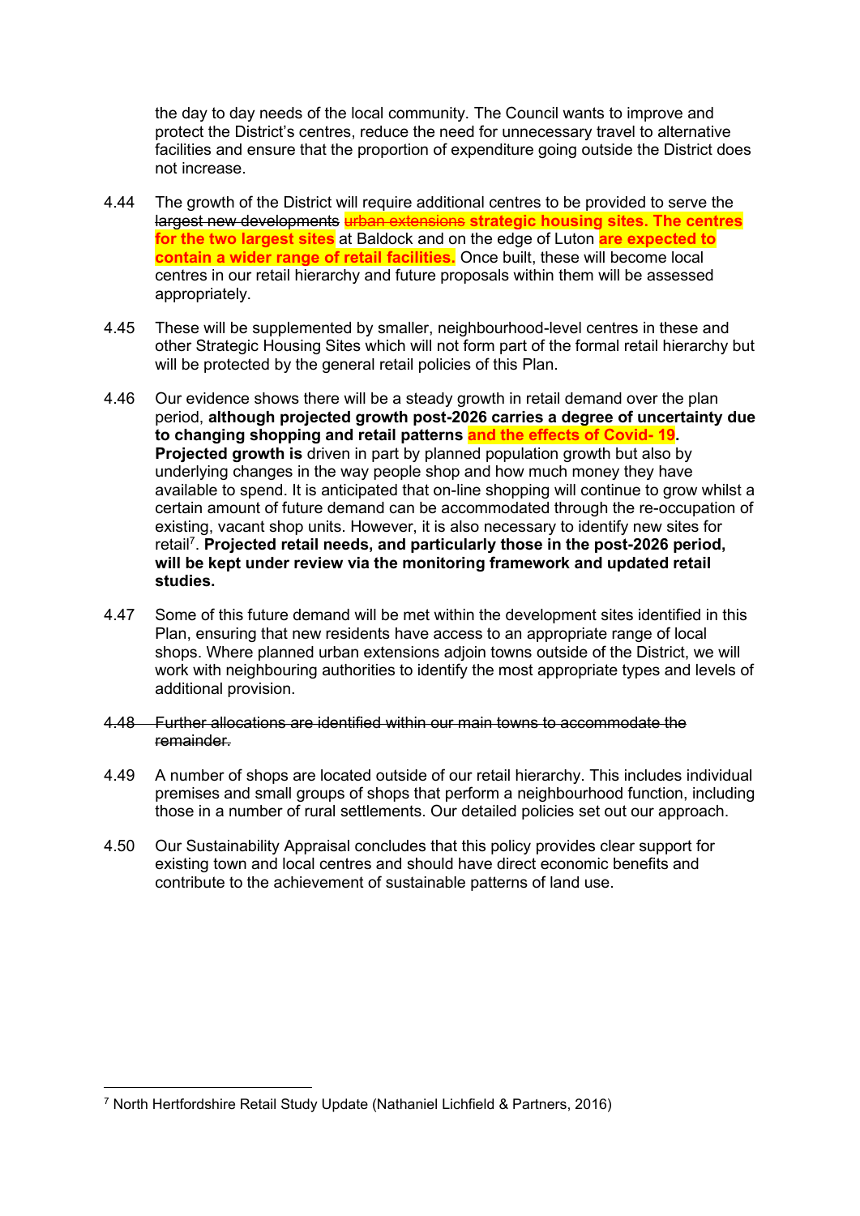the day to day needs of the local community. The Council wants to improve and protect the District's centres, reduce the need for unnecessary travel to alternative facilities and ensure that the proportion of expenditure going outside the District does not increase.

4.44 The growth of the District will require additional centres to be provided to serve the ~~largest new developments~~ ~~urban extensions~~ **strategic housing sites. The centres for the two largest sites** at Baldock and on the edge of Luton **are expected to contain a wider range of retail facilities.** Once built, these will become local centres in our retail hierarchy and future proposals within them will be assessed appropriately.

4.45 These will be supplemented by smaller, neighbourhood-level centres in these and other Strategic Housing Sites which will not form part of the formal retail hierarchy but will be protected by the general retail policies of this Plan.

4.46 Our evidence shows there will be a steady growth in retail demand over the plan period, **although projected growth post-2026 carries a degree of uncertainty due to changing shopping and retail patterns and the effects of Covid- 19. Projected growth is** driven in part by planned population growth but also by underlying changes in the way people shop and how much money they have available to spend. It is anticipated that on-line shopping will continue to grow whilst a certain amount of future demand can be accommodated through the re-occupation of existing, vacant shop units. However, it is also necessary to identify new sites for retail[7]. **Projected retail needs, and particularly those in the post-2026 period, will be kept under review via the monitoring framework and updated retail studies.**

4.47 Some of this future demand will be met within the development sites identified in this Plan, ensuring that new residents have access to an appropriate range of local shops. Where planned urban extensions adjoin towns outside of the District, we will work with neighbouring authorities to identify the most appropriate types and levels of additional provision.

~~4.48 Further allocations are identified within our main towns to accommodate the remainder.~~

4.49 A number of shops are located outside of our retail hierarchy. This includes individual premises and small groups of shops that perform a neighbourhood function, including those in a number of rural settlements. Our detailed policies set out our approach.

4.50 Our Sustainability Appraisal concludes that this policy provides clear support for existing town and local centres and should have direct economic benefits and contribute to the achievement of sustainable patterns of land use.

---

[7] North Hertfordshire Retail Study Update (Nathaniel Lichfield & Partners, 2016)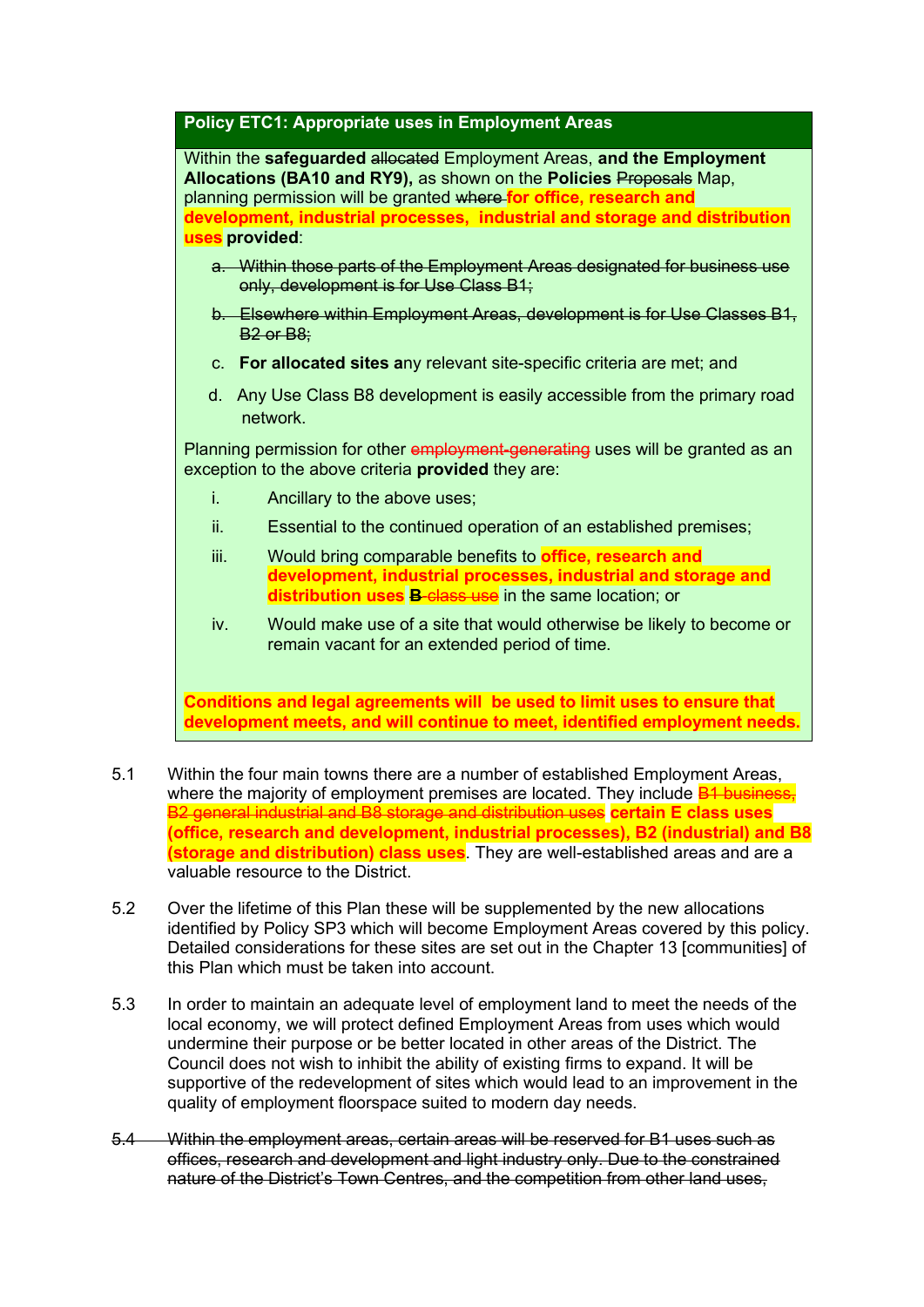**Policy ETC1: Appropriate uses in Employment Areas**

Within the **safeguarded** ~~allocated~~ Employment Areas, **and the Employment Allocations (BA10 and RY9),** as shown on the **Policies** ~~Proposals~~ Map, planning permission will be granted ~~where~~ **for office, research and development, industrial processes, industrial and storage and distribution uses** **provided**:

- ~~a. Within those parts of the Employment Areas designated for business use only, development is for Use Class B1;~~
- ~~b. Elsewhere within Employment Areas, development is for Use Classes B1, B2 or B8;~~
- c. **For allocated sites a**ny relevant site-specific criteria are met; and
- d. Any Use Class B8 development is easily accessible from the primary road network.

Planning permission for other ~~employment-generating~~ uses will be granted as an exception to the above criteria **provided** they are:

- i. Ancillary to the above uses;
- ii. Essential to the continued operation of an established premises;
- iii. Would bring comparable benefits to **office, research and development, industrial processes, industrial and storage and distribution uses** ~~**B** class use~~ in the same location; or
- iv. Would make use of a site that would otherwise be likely to become or remain vacant for an extended period of time.

**Conditions and legal agreements will be used to limit uses to ensure that development meets, and will continue to meet, identified employment needs.**

5.1 Within the four main towns there are a number of established Employment Areas, where the majority of employment premises are located. They include ~~B1 business, B2 general industrial and B8 storage and distribution uses~~ **certain E class uses (office, research and development, industrial processes), B2 (industrial) and B8 (storage and distribution) class uses**. They are well-established areas and are a valuable resource to the District.

5.2 Over the lifetime of this Plan these will be supplemented by the new allocations identified by Policy SP3 which will become Employment Areas covered by this policy. Detailed considerations for these sites are set out in the Chapter 13 [communities] of this Plan which must be taken into account.

5.3 In order to maintain an adequate level of employment land to meet the needs of the local economy, we will protect defined Employment Areas from uses which would undermine their purpose or be better located in other areas of the District. The Council does not wish to inhibit the ability of existing firms to expand. It will be supportive of the redevelopment of sites which would lead to an improvement in the quality of employment floorspace suited to modern day needs.

~~5.4 Within the employment areas, certain areas will be reserved for B1 uses such as offices, research and development and light industry only. Due to the constrained nature of the District's Town Centres, and the competition from other land uses,~~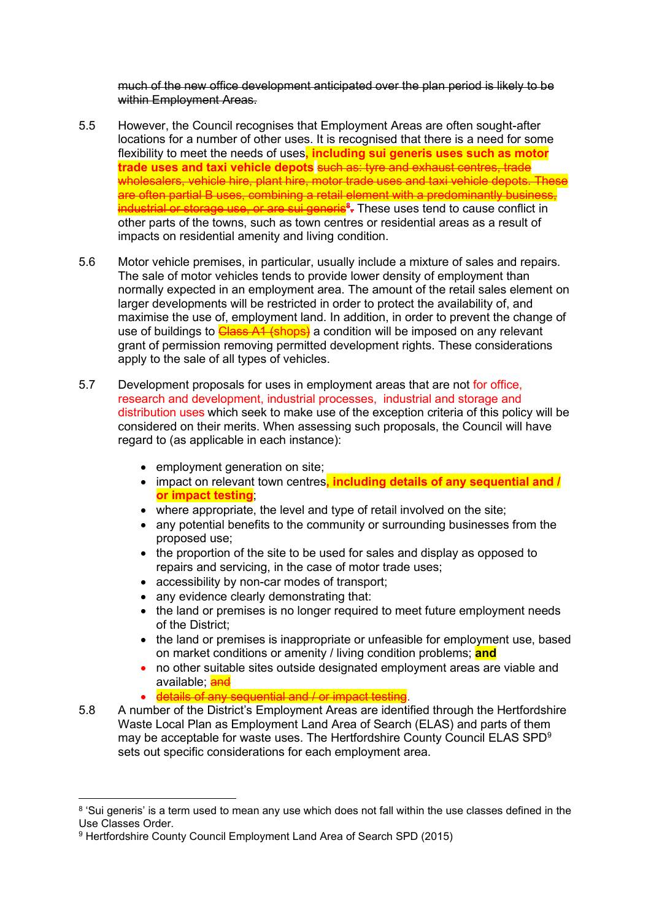~~much of the new office development anticipated over the plan period is likely to be within Employment Areas.~~

5.5 However, the Council recognises that Employment Areas are often sought-after locations for a number of other uses. It is recognised that there is a need for some flexibility to meet the needs of uses**, including sui generis uses such as motor trade uses and taxi vehicle depots** ~~such as: tyre and exhaust centres, trade wholesalers, vehicle hire, plant hire, motor trade uses and taxi vehicle depots. These are often partial B uses, combining a retail element with a predominantly business, industrial or storage use, or are sui generis[8].~~ These uses tend to cause conflict in other parts of the towns, such as town centres or residential areas as a result of impacts on residential amenity and living condition.

5.6 Motor vehicle premises, in particular, usually include a mixture of sales and repairs. The sale of motor vehicles tends to provide lower density of employment than normally expected in an employment area. The amount of the retail sales element on larger developments will be restricted in order to protect the availability of, and maximise the use of, employment land. In addition, in order to prevent the change of use of buildings to ~~Class A1 (shops)~~ a condition will be imposed on any relevant grant of permission removing permitted development rights. These considerations apply to the sale of all types of vehicles.

5.7 Development proposals for uses in employment areas that are not for office, research and development, industrial processes, industrial and storage and distribution uses which seek to make use of the exception criteria of this policy will be considered on their merits. When assessing such proposals, the Council will have regard to (as applicable in each instance):

- employment generation on site;
- impact on relevant town centres**, including details of any sequential and / or impact testing**;
- where appropriate, the level and type of retail involved on the site;
- any potential benefits to the community or surrounding businesses from the proposed use;
- the proportion of the site to be used for sales and display as opposed to repairs and servicing, in the case of motor trade uses;
- accessibility by non-car modes of transport;
- any evidence clearly demonstrating that:
- the land or premises is no longer required to meet future employment needs of the District;
- the land or premises is inappropriate or unfeasible for employment use, based on market conditions or amenity / living condition problems; **and**
- no other suitable sites outside designated employment areas are viable and available; ~~and~~
- ~~details of any sequential and / or impact testing~~.

5.8 A number of the District's Employment Areas are identified through the Hertfordshire Waste Local Plan as Employment Land Area of Search (ELAS) and parts of them may be acceptable for waste uses. The Hertfordshire County Council ELAS SPD[9] sets out specific considerations for each employment area.

---

[8] 'Sui generis' is a term used to mean any use which does not fall within the use classes defined in the Use Classes Order.

[9] Hertfordshire County Council Employment Land Area of Search SPD (2015)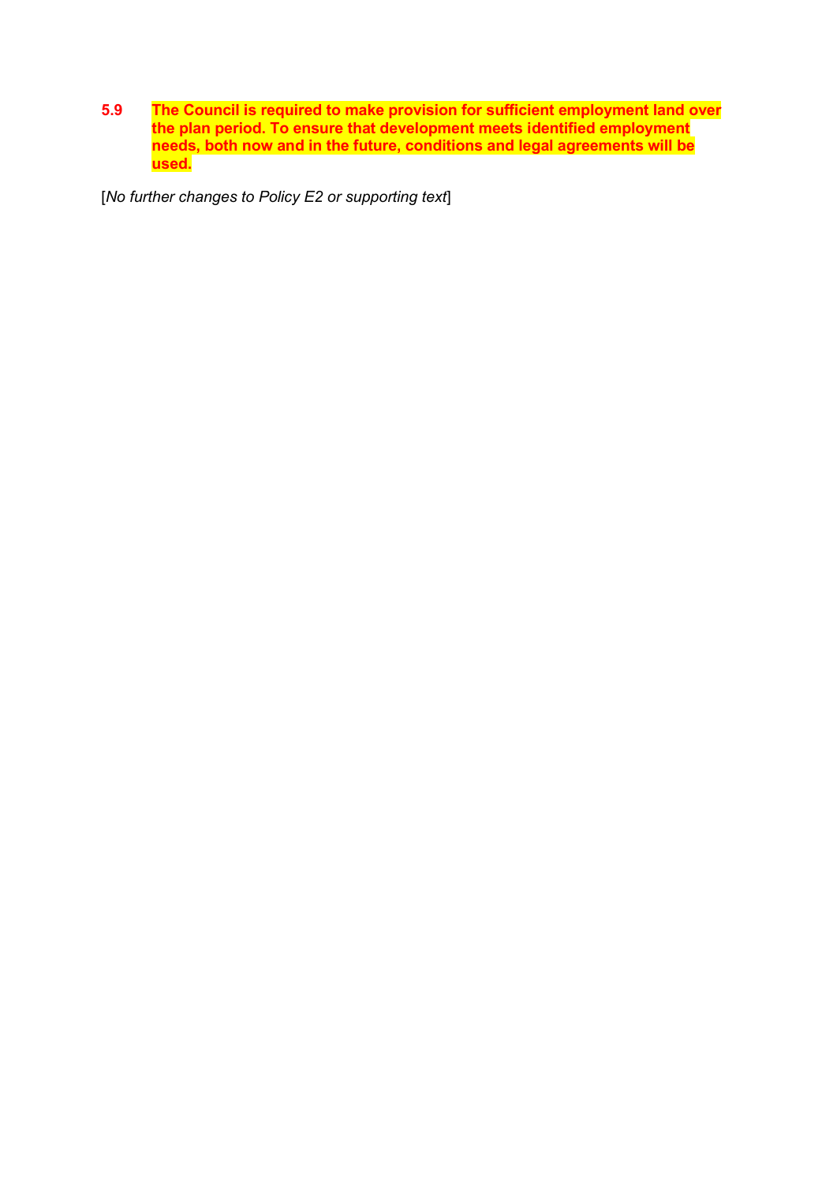**5.9 The Council is required to make provision for sufficient employment land over the plan period. To ensure that development meets identified employment needs, both now and in the future, conditions and legal agreements will be used.**

[*No further changes to Policy E2 or supporting text*]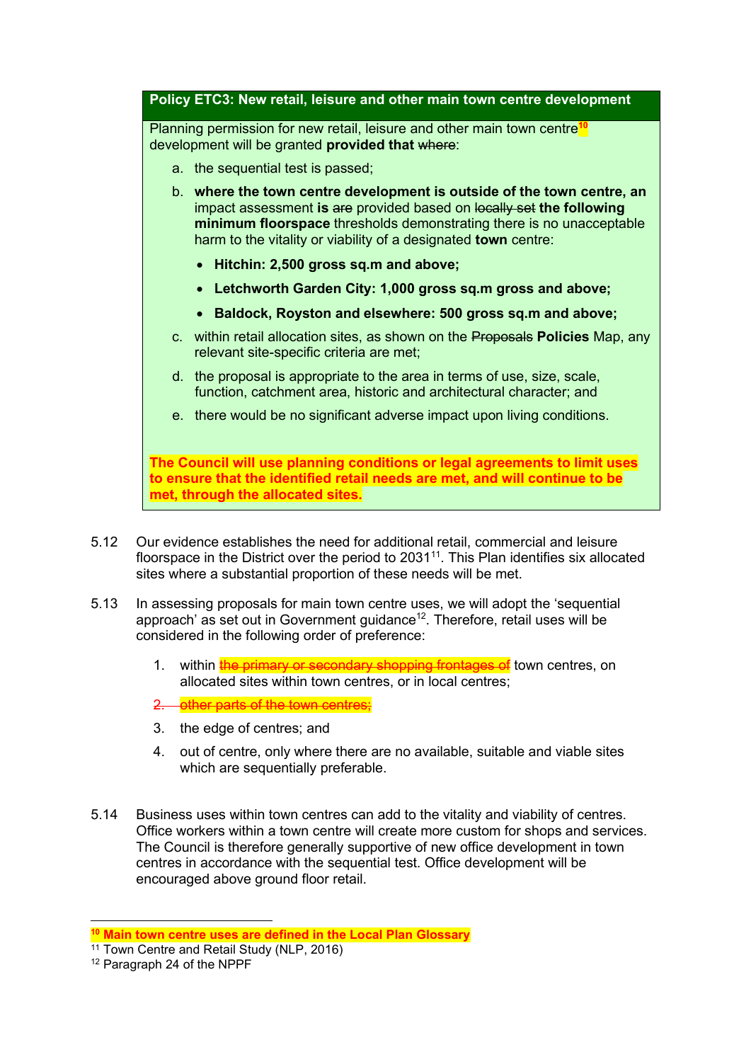**Policy ETC3: New retail, leisure and other main town centre development**

Planning permission for new retail, leisure and other main town centre[10] development will be granted **provided that** ~~where~~:

a. the sequential test is passed;

b. **where the town centre development is outside of the town centre, an** impact assessment **is** ~~are~~ provided based on ~~locally set~~ **the following minimum floorspace** thresholds demonstrating there is no unacceptable harm to the vitality or viability of a designated **town** centre:

- **Hitchin: 2,500 gross sq.m and above;**
- **Letchworth Garden City: 1,000 gross sq.m gross and above;**
- **Baldock, Royston and elsewhere: 500 gross sq.m and above;**

c. within retail allocation sites, as shown on the ~~Proposals~~ **Policies** Map, any relevant site-specific criteria are met;

d. the proposal is appropriate to the area in terms of use, size, scale, function, catchment area, historic and architectural character; and

e. there would be no significant adverse impact upon living conditions.

**The Council will use planning conditions or legal agreements to limit uses to ensure that the identified retail needs are met, and will continue to be met, through the allocated sites.**

5.12 Our evidence establishes the need for additional retail, commercial and leisure floorspace in the District over the period to 2031[11]. This Plan identifies six allocated sites where a substantial proportion of these needs will be met.

5.13 In assessing proposals for main town centre uses, we will adopt the 'sequential approach' as set out in Government guidance[12]. Therefore, retail uses will be considered in the following order of preference:

1. within ~~the primary or secondary shopping frontages of~~ town centres, on allocated sites within town centres, or in local centres;
2. ~~other parts of the town centres;~~
3. the edge of centres; and
4. out of centre, only where there are no available, suitable and viable sites which are sequentially preferable.

5.14 Business uses within town centres can add to the vitality and viability of centres. Office workers within a town centre will create more custom for shops and services. The Council is therefore generally supportive of new office development in town centres in accordance with the sequential test. Office development will be encouraged above ground floor retail.

---

[10] **Main town centre uses are defined in the Local Plan Glossary**

[11] Town Centre and Retail Study (NLP, 2016)

[12] Paragraph 24 of the NPPF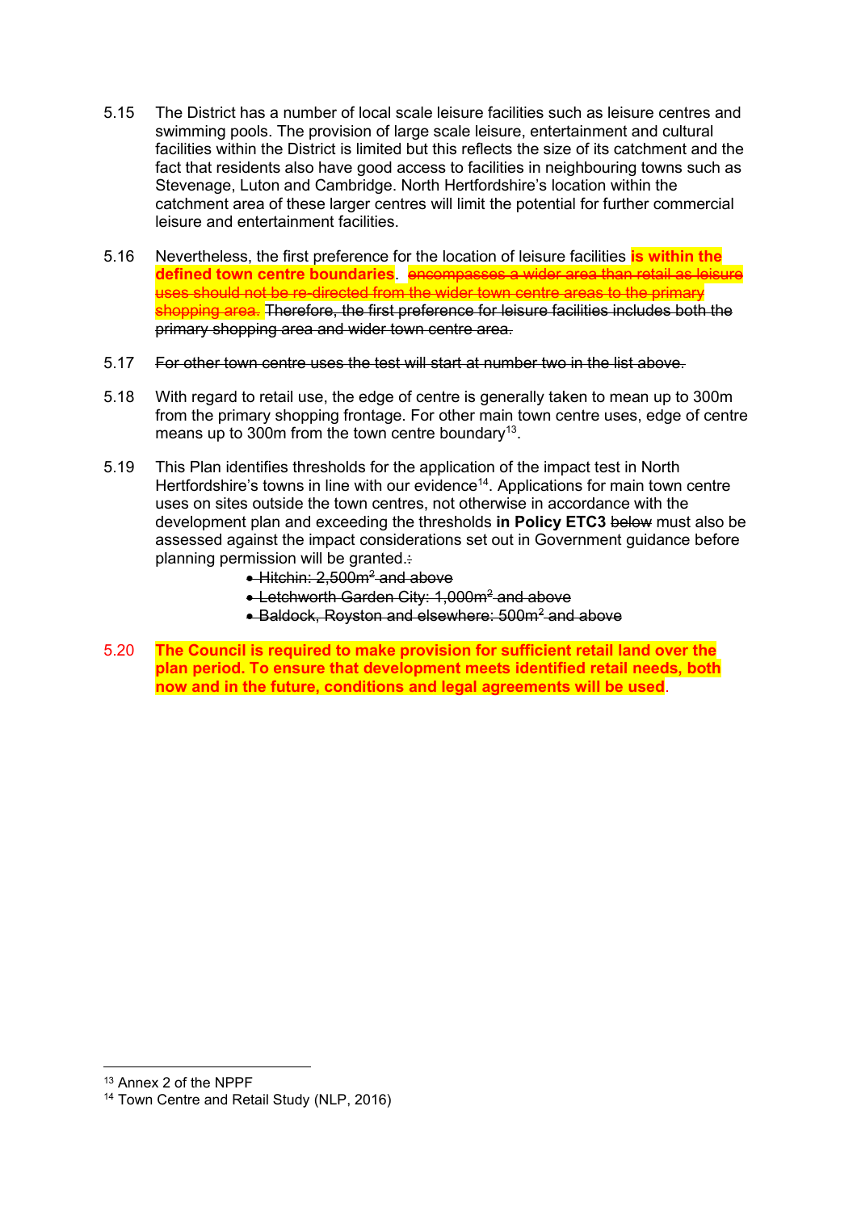5.15 The District has a number of local scale leisure facilities such as leisure centres and swimming pools. The provision of large scale leisure, entertainment and cultural facilities within the District is limited but this reflects the size of its catchment and the fact that residents also have good access to facilities in neighbouring towns such as Stevenage, Luton and Cambridge. North Hertfordshire's location within the catchment area of these larger centres will limit the potential for further commercial leisure and entertainment facilities.

5.16 Nevertheless, the first preference for the location of leisure facilities **is within the defined town centre boundaries**. ~~encompasses a wider area than retail as leisure uses should not be re-directed from the wider town centre areas to the primary shopping area.~~ ~~Therefore, the first preference for leisure facilities includes both the primary shopping area and wider town centre area.~~

5.17 ~~For other town centre uses the test will start at number two in the list above.~~

5.18 With regard to retail use, the edge of centre is generally taken to mean up to 300m from the primary shopping frontage. For other main town centre uses, edge of centre means up to 300m from the town centre boundary[13].

5.19 This Plan identifies thresholds for the application of the impact test in North Hertfordshire's towns in line with our evidence[14]. Applications for main town centre uses on sites outside the town centres, not otherwise in accordance with the development plan and exceeding the thresholds **in Policy ETC3** ~~below~~ must also be assessed against the impact considerations set out in Government guidance before planning permission will be granted.~~:~~

- ~~Hitchin: 2,500m² and above~~
- ~~Letchworth Garden City: 1,000m² and above~~
- ~~Baldock, Royston and elsewhere: 500m² and above~~

5.20 **The Council is required to make provision for sufficient retail land over the plan period. To ensure that development meets identified retail needs, both now and in the future, conditions and legal agreements will be used**.

---

[13] Annex 2 of the NPPF

[14] Town Centre and Retail Study (NLP, 2016)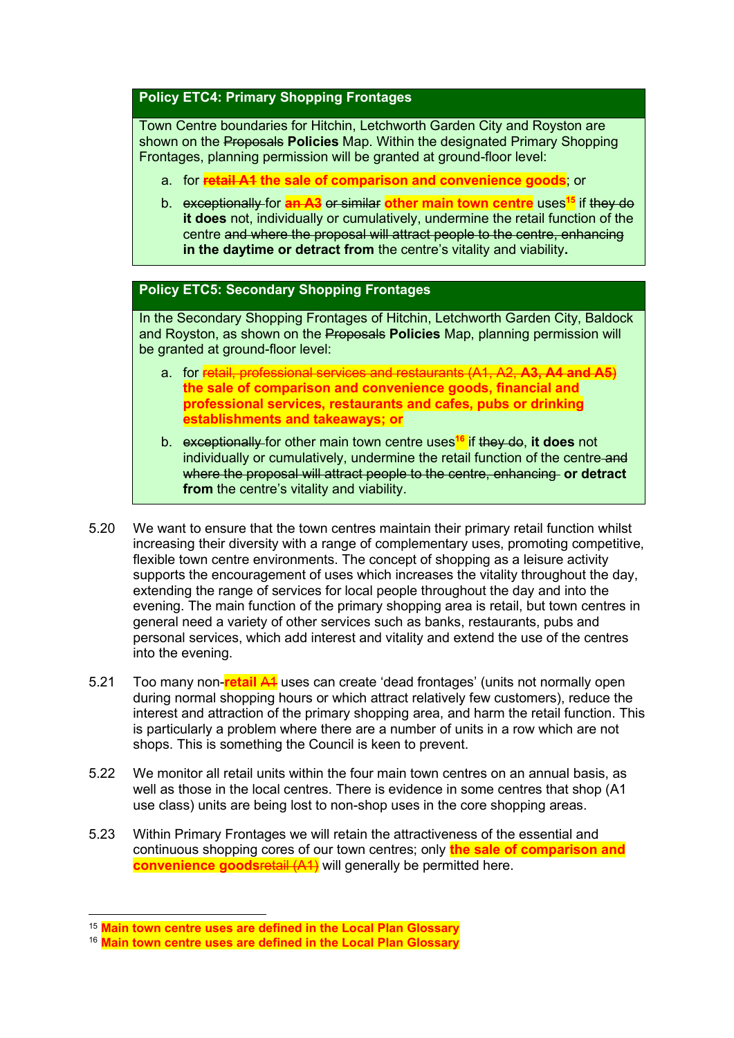### Policy ETC4: Primary Shopping Frontages

Town Centre boundaries for Hitchin, Letchworth Garden City and Royston are shown on the ~~Proposals~~ **Policies** Map. Within the designated Primary Shopping Frontages, planning permission will be granted at ground-floor level:

a. for **~~retail A1~~ the sale of comparison and convenience goods**; or

b. ~~exceptionally~~ for **~~an A3~~** ~~or similar~~ **other main town centre** uses[15] if ~~they do~~ **it does** not, individually or cumulatively, undermine the retail function of the centre ~~and where the proposal will attract people to the centre, enhancing~~ **in the daytime or detract from** the centre's vitality and viability**.**

### Policy ETC5: Secondary Shopping Frontages

In the Secondary Shopping Frontages of Hitchin, Letchworth Garden City, Baldock and Royston, as shown on the ~~Proposals~~ **Policies** Map, planning permission will be granted at ground-floor level:

a. for ~~retail, professional services and restaurants (A1, A2, **A3, A4 and A5**)~~ **the sale of comparison and convenience goods, financial and professional services, restaurants and cafes, pubs or drinking establishments and takeaways; or**

b. ~~exceptionally~~ for other main town centre uses[16] if ~~they do~~, **it does** not individually or cumulatively, undermine the retail function of the centre ~~and where the proposal will attract people to the centre, enhancing~~ **or detract from** the centre's vitality and viability.

5.20 We want to ensure that the town centres maintain their primary retail function whilst increasing their diversity with a range of complementary uses, promoting competitive, flexible town centre environments. The concept of shopping as a leisure activity supports the encouragement of uses which increases the vitality throughout the day, extending the range of services for local people throughout the day and into the evening. The main function of the primary shopping area is retail, but town centres in general need a variety of other services such as banks, restaurants, pubs and personal services, which add interest and vitality and extend the use of the centres into the evening.

5.21 Too many non-**retail** ~~A1~~ uses can create 'dead frontages' (units not normally open during normal shopping hours or which attract relatively few customers), reduce the interest and attraction of the primary shopping area, and harm the retail function. This is particularly a problem where there are a number of units in a row which are not shops. This is something the Council is keen to prevent.

5.22 We monitor all retail units within the four main town centres on an annual basis, as well as those in the local centres. There is evidence in some centres that shop (A1 use class) units are being lost to non-shop uses in the core shopping areas.

5.23 Within Primary Frontages we will retain the attractiveness of the essential and continuous shopping cores of our town centres; only **the sale of comparison and convenience goods**~~retail (A1)~~ will generally be permitted here.

---

[15] **Main town centre uses are defined in the Local Plan Glossary**

[16] **Main town centre uses are defined in the Local Plan Glossary**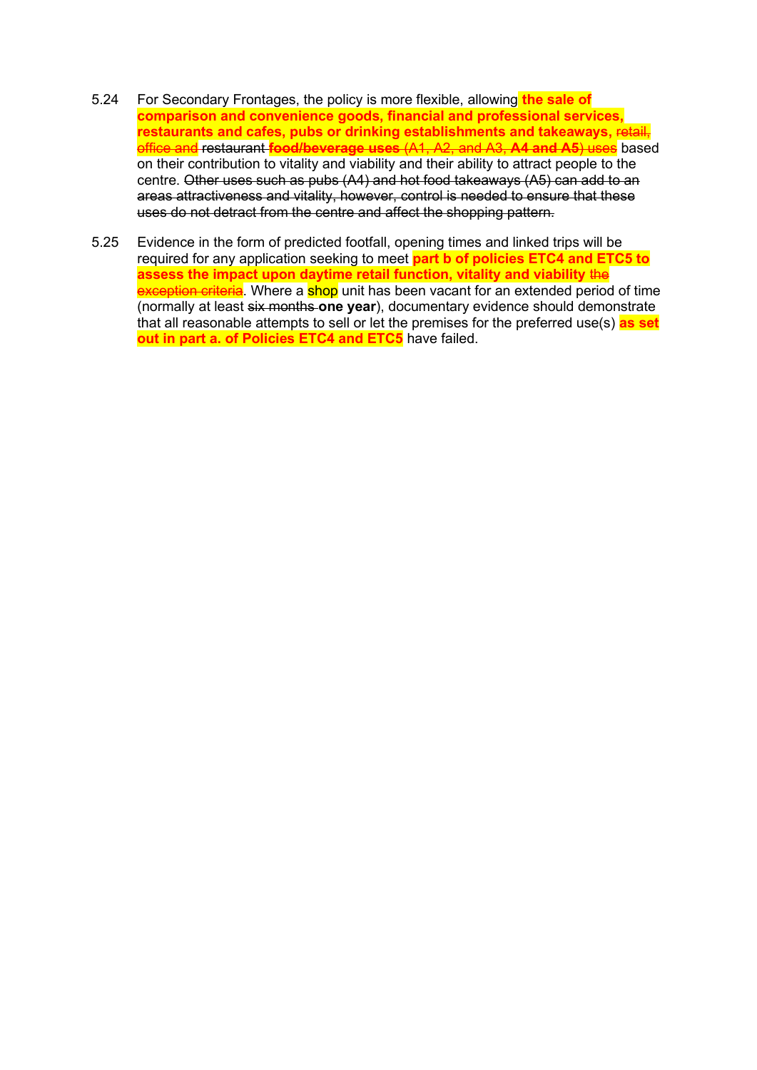5.24 For Secondary Frontages, the policy is more flexible, allowing **the sale of comparison and convenience goods, financial and professional services, restaurants and cafes, pubs or drinking establishments and takeaways,** ~~retail, office and~~ restaurant ~~**food/beverage uses**~~ ~~(A1, A2, and A3, **A4 and A5**) uses~~ based on their contribution to vitality and viability and their ability to attract people to the centre. ~~Other uses such as pubs (A4) and hot food takeaways (A5) can add to an areas attractiveness and vitality, however, control is needed to ensure that these uses do not detract from the centre and affect the shopping pattern.~~

5.25 Evidence in the form of predicted footfall, opening times and linked trips will be required for any application seeking to meet **part b of policies ETC4 and ETC5 to assess the impact upon daytime retail function, vitality and viability** ~~the exception criteria~~. Where a shop unit has been vacant for an extended period of time (normally at least ~~six months~~ **one year**), documentary evidence should demonstrate that all reasonable attempts to sell or let the premises for the preferred use(s) **as set out in part a. of Policies ETC4 and ETC5** have failed.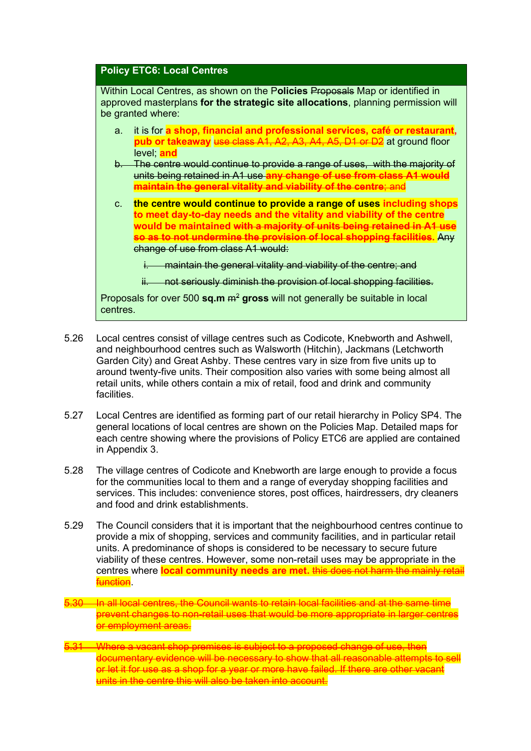**Policy ETC6: Local Centres**

Within Local Centres, as shown on the P**olicies** ~~Proposals~~ Map or identified in approved masterplans **for the strategic site allocations**, planning permission will be granted where:

a. it is for **a shop, financial and professional services, café or restaurant, pub or takeaway** ~~use class A1, A2, A3, A4, A5, D1 or D2~~ at ground floor level; **and**

~~b. The centre would continue to provide a range of uses, with the majority of units being retained in A1 use~~ ~~**any change of use from class A1 would maintain the general vitality and viability of the centre**~~~~; and~~

c. **the centre would continue to provide a range of uses including shops to meet day-to-day needs and the vitality and viability of the centre would be maintained** ~~**with a majority of units being retained in A1 use so as to not undermine the provision of local shopping facilities**~~**.** ~~Any change of use from class A1 would:~~

~~i. maintain the general vitality and viability of the centre; and~~

~~ii. not seriously diminish the provision of local shopping facilities.~~

Proposals for over 500 **sq.m** ~~m²~~ **gross** will not generally be suitable in local centres.

5.26 Local centres consist of village centres such as Codicote, Knebworth and Ashwell, and neighbourhood centres such as Walsworth (Hitchin), Jackmans (Letchworth Garden City) and Great Ashby. These centres vary in size from five units up to around twenty-five units. Their composition also varies with some being almost all retail units, while others contain a mix of retail, food and drink and community facilities.

5.27 Local Centres are identified as forming part of our retail hierarchy in Policy SP4. The general locations of local centres are shown on the Policies Map. Detailed maps for each centre showing where the provisions of Policy ETC6 are applied are contained in Appendix 3.

5.28 The village centres of Codicote and Knebworth are large enough to provide a focus for the communities local to them and a range of everyday shopping facilities and services. This includes: convenience stores, post offices, hairdressers, dry cleaners and food and drink establishments.

5.29 The Council considers that it is important that the neighbourhood centres continue to provide a mix of shopping, services and community facilities, and in particular retail units. A predominance of shops is considered to be necessary to secure future viability of these centres. However, some non-retail uses may be appropriate in the centres where **local community needs are met.** ~~this does not harm the mainly retail function~~.

~~5.30 In all local centres, the Council wants to retain local facilities and at the same time prevent changes to non-retail uses that would be more appropriate in larger centres or employment areas.~~

~~5.31 Where a vacant shop premises is subject to a proposed change of use, then documentary evidence will be necessary to show that all reasonable attempts to sell or let it for use as a shop for a year or more have failed. If there are other vacant units in the centre this will also be taken into account.~~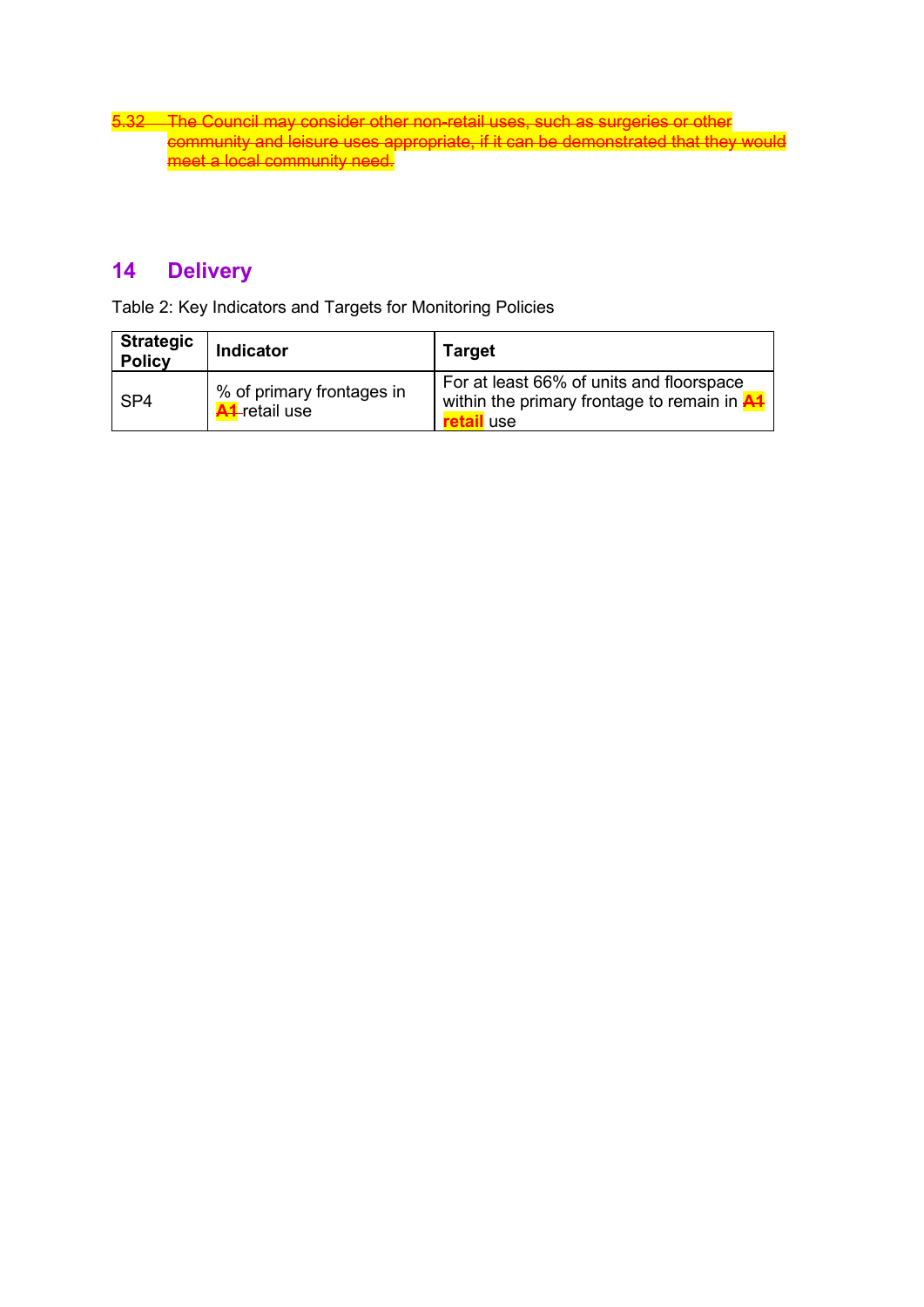~~5.32 The Council may consider other non-retail uses, such as surgeries or other community and leisure uses appropriate, if it can be demonstrated that they would meet a local community need.~~

## 14 Delivery

Table 2: Key Indicators and Targets for Monitoring Policies

| Strategic Policy | Indicator | Target |
|---|---|---|
| SP4 | % of primary frontages in ~~A1~~ retail use | For at least 66% of units and floorspace within the primary frontage to remain in ~~A1~~ **retail** use |